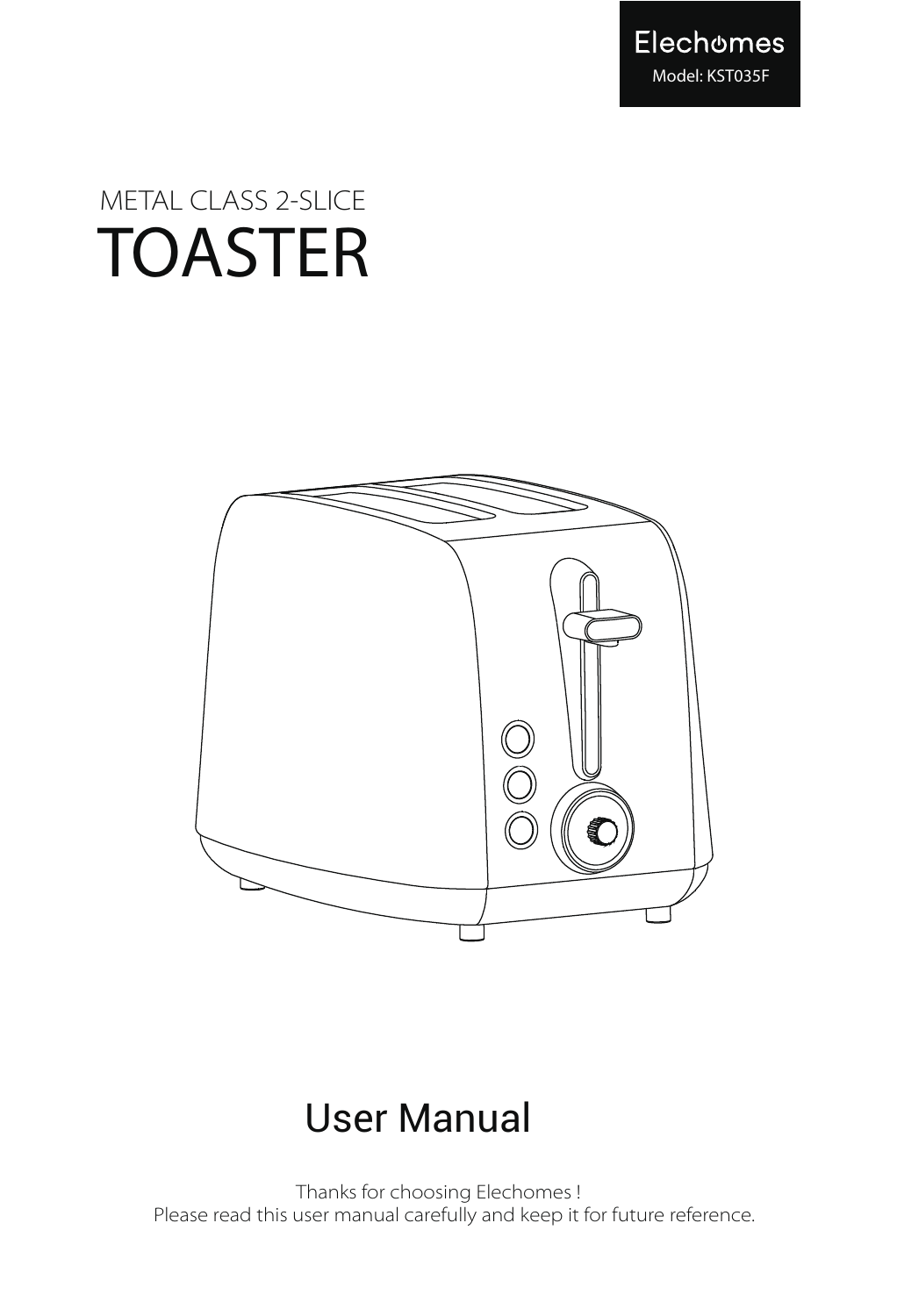Elechomes

Model: KST035F

METAL CLASS 2-SLICE

# TOASTER

## User Manual

Thanks for choosing Elechomes !
Please read this user manual carefully and keep it for future reference.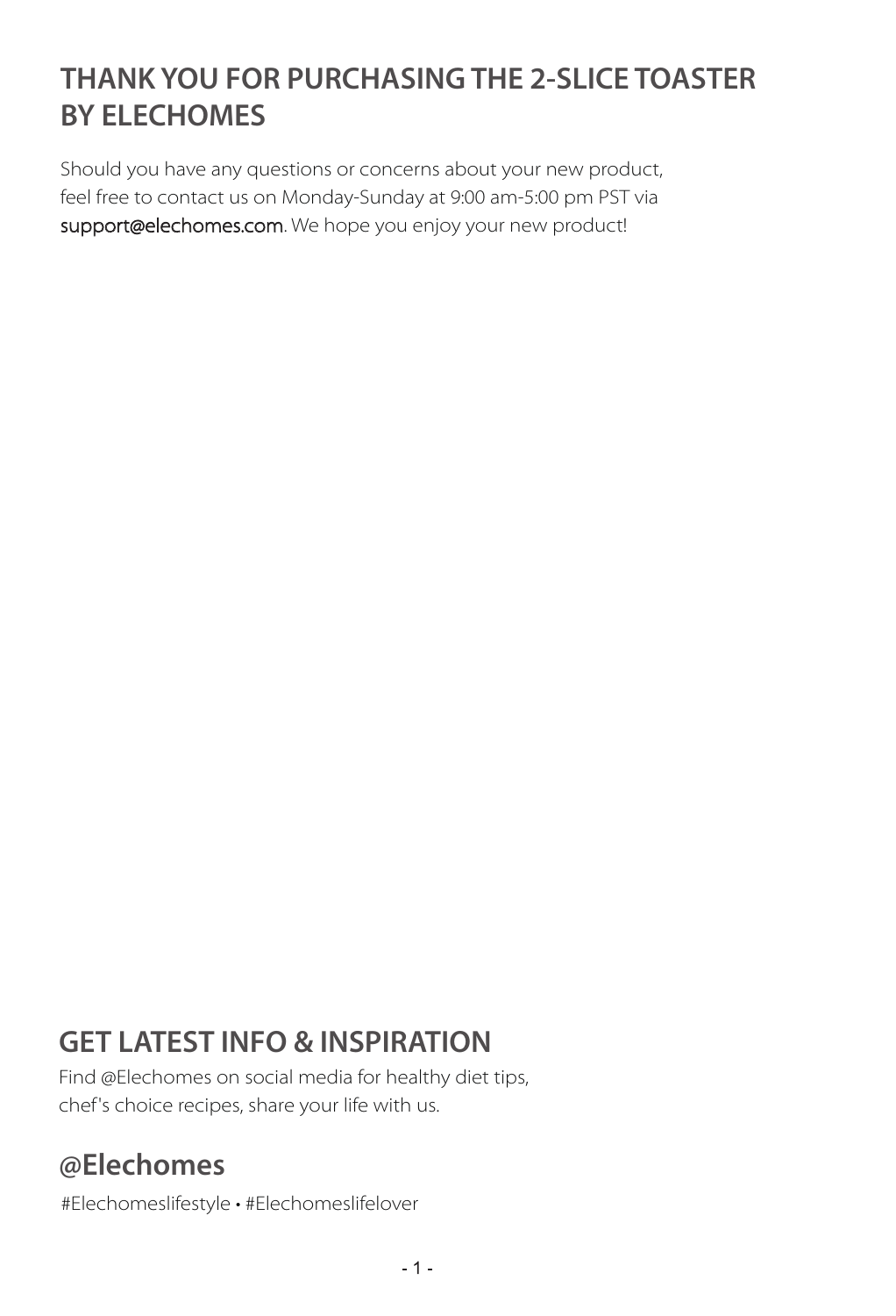# THANK YOU FOR PURCHASING THE 2-SLICE TOASTER BY ELECHOMES

Should you have any questions or concerns about your new product, feel free to contact us on Monday-Sunday at 9:00 am-5:00 pm PST via support@elechomes.com. We hope you enjoy your new product!

## GET LATEST INFO & INSPIRATION

Find @Elechomes on social media for healthy diet tips, chef's choice recipes, share your life with us.

## @Elechomes

#Elechomeslifestyle • #Elechomeslifelover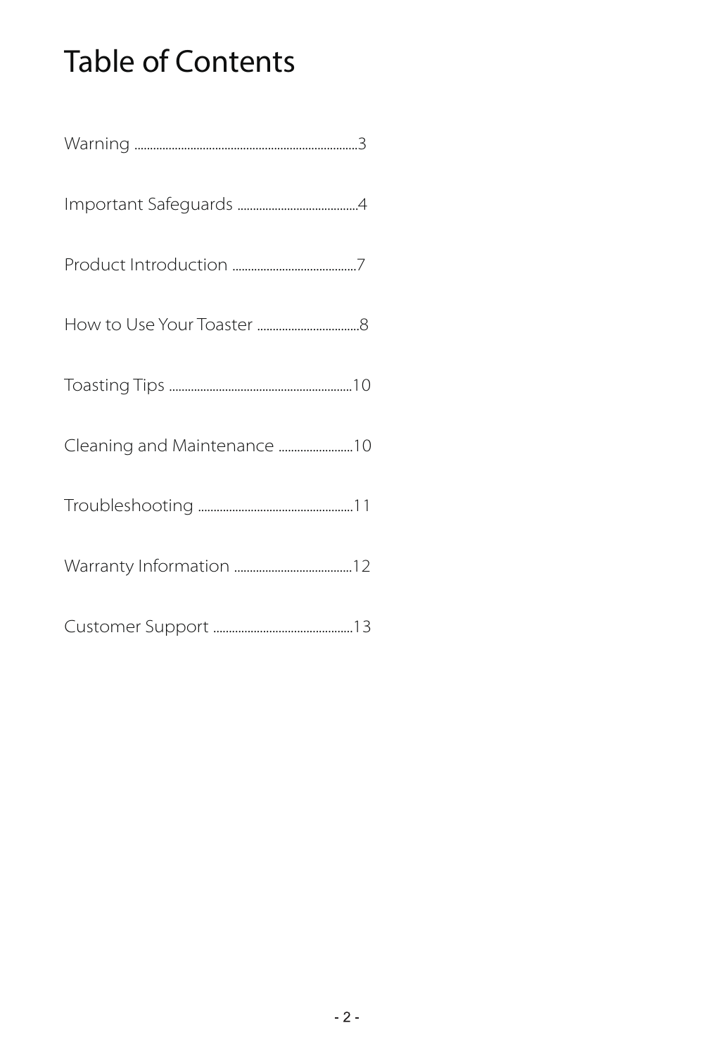# Table of Contents

Warning ........................................................................3

Important Safeguards .......................................4

Product Introduction .........................................7

How to Use Your Toaster .................................8

Toasting Tips ..........................................................10

Cleaning and Maintenance ........................10

Troubleshooting ..................................................11

Warranty Information ......................................12

Customer Support .............................................13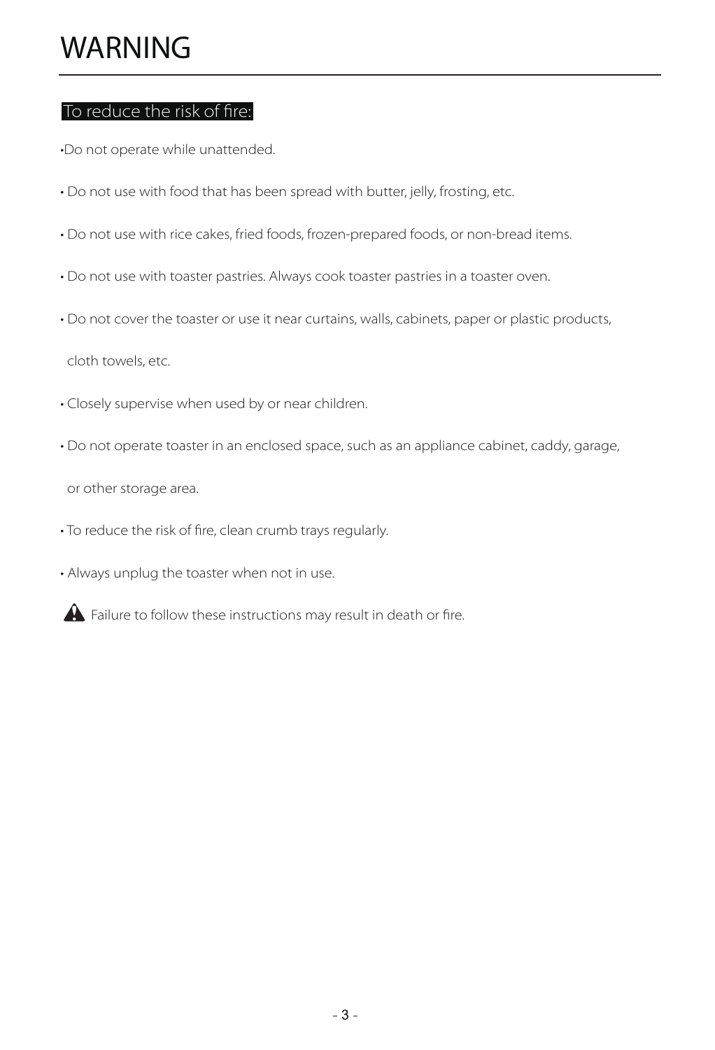# WARNING

**To reduce the risk of fire:**

- Do not operate while unattended.
- Do not use with food that has been spread with butter, jelly, frosting, etc.
- Do not use with rice cakes, fried foods, frozen-prepared foods, or non-bread items.
- Do not use with toaster pastries. Always cook toaster pastries in a toaster oven.
- Do not cover the toaster or use it near curtains, walls, cabinets, paper or plastic products, cloth towels, etc.
- Closely supervise when used by or near children.
- Do not operate toaster in an enclosed space, such as an appliance cabinet, caddy, garage, or other storage area.
- To reduce the risk of fire, clean crumb trays regularly.
- Always unplug the toaster when not in use.

⚠ Failure to follow these instructions may result in death or fire.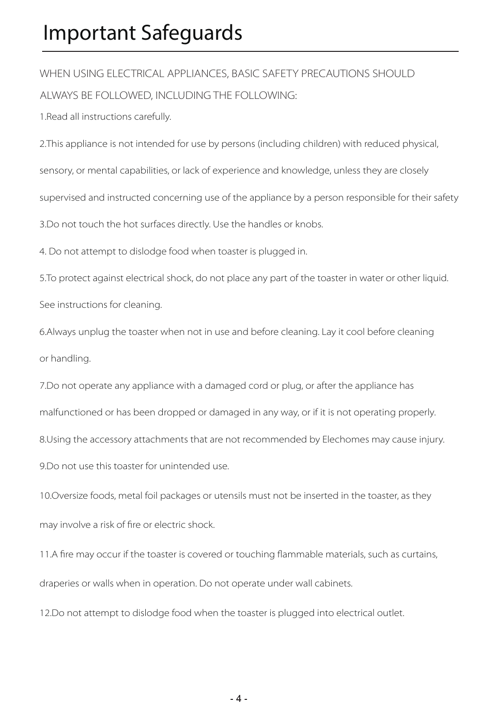# Important Safeguards

WHEN USING ELECTRICAL APPLIANCES, BASIC SAFETY PRECAUTIONS SHOULD ALWAYS BE FOLLOWED, INCLUDING THE FOLLOWING:

1.Read all instructions carefully.

2.This appliance is not intended for use by persons (including children) with reduced physical, sensory, or mental capabilities, or lack of experience and knowledge, unless they are closely supervised and instructed concerning use of the appliance by a person responsible for their safety

3.Do not touch the hot surfaces directly. Use the handles or knobs.

4. Do not attempt to dislodge food when toaster is plugged in.

5.To protect against electrical shock, do not place any part of the toaster in water or other liquid. See instructions for cleaning.

6.Always unplug the toaster when not in use and before cleaning. Lay it cool before cleaning or handling.

7.Do not operate any appliance with a damaged cord or plug, or after the appliance has malfunctioned or has been dropped or damaged in any way, or if it is not operating properly.

8.Using the accessory attachments that are not recommended by Elechomes may cause injury.

9.Do not use this toaster for unintended use.

10.Oversize foods, metal foil packages or utensils must not be inserted in the toaster, as they may involve a risk of fire or electric shock.

11.A fire may occur if the toaster is covered or touching flammable materials, such as curtains, draperies or walls when in operation. Do not operate under wall cabinets.

12.Do not attempt to dislodge food when the toaster is plugged into electrical outlet.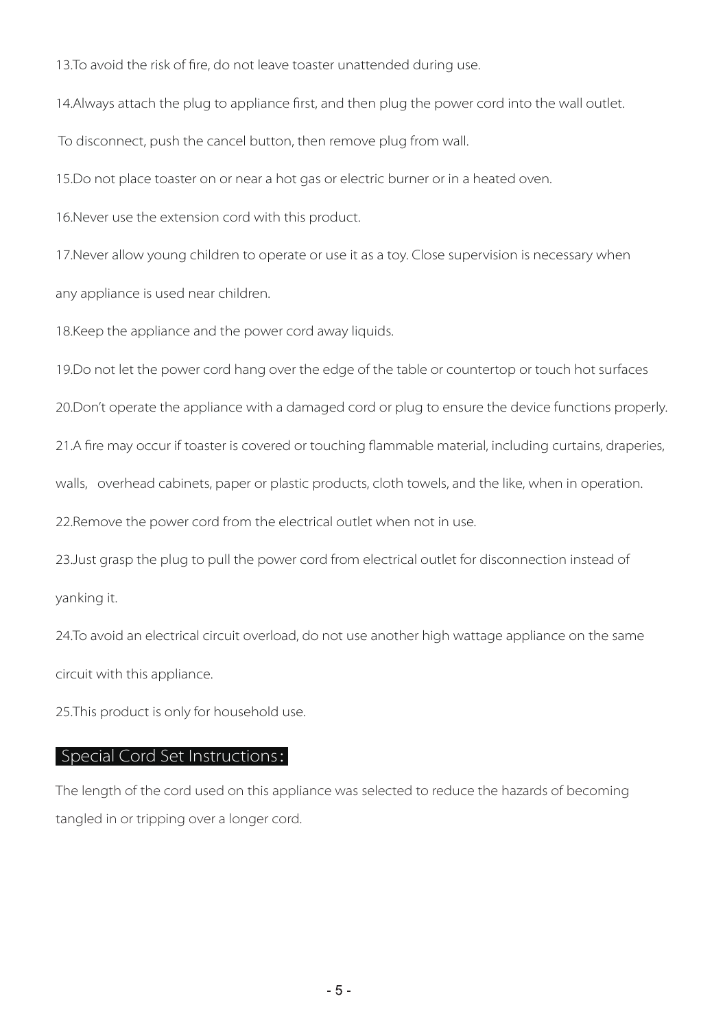13.To avoid the risk of fire, do not leave toaster unattended during use.

14.Always attach the plug to appliance first, and then plug the power cord into the wall outlet.

To disconnect, push the cancel button, then remove plug from wall.

15.Do not place toaster on or near a hot gas or electric burner or in a heated oven.

16.Never use the extension cord with this product.

17.Never allow young children to operate or use it as a toy. Close supervision is necessary when any appliance is used near children.

18.Keep the appliance and the power cord away liquids.

19.Do not let the power cord hang over the edge of the table or countertop or touch hot surfaces

20.Don't operate the appliance with a damaged cord or plug to ensure the device functions properly.

21.A fire may occur if toaster is covered or touching flammable material, including curtains, draperies, walls, overhead cabinets, paper or plastic products, cloth towels, and the like, when in operation.

22.Remove the power cord from the electrical outlet when not in use.

23.Just grasp the plug to pull the power cord from electrical outlet for disconnection instead of yanking it.

24.To avoid an electrical circuit overload, do not use another high wattage appliance on the same circuit with this appliance.

25.This product is only for household use.

## Special Cord Set Instructions：

The length of the cord used on this appliance was selected to reduce the hazards of becoming tangled in or tripping over a longer cord.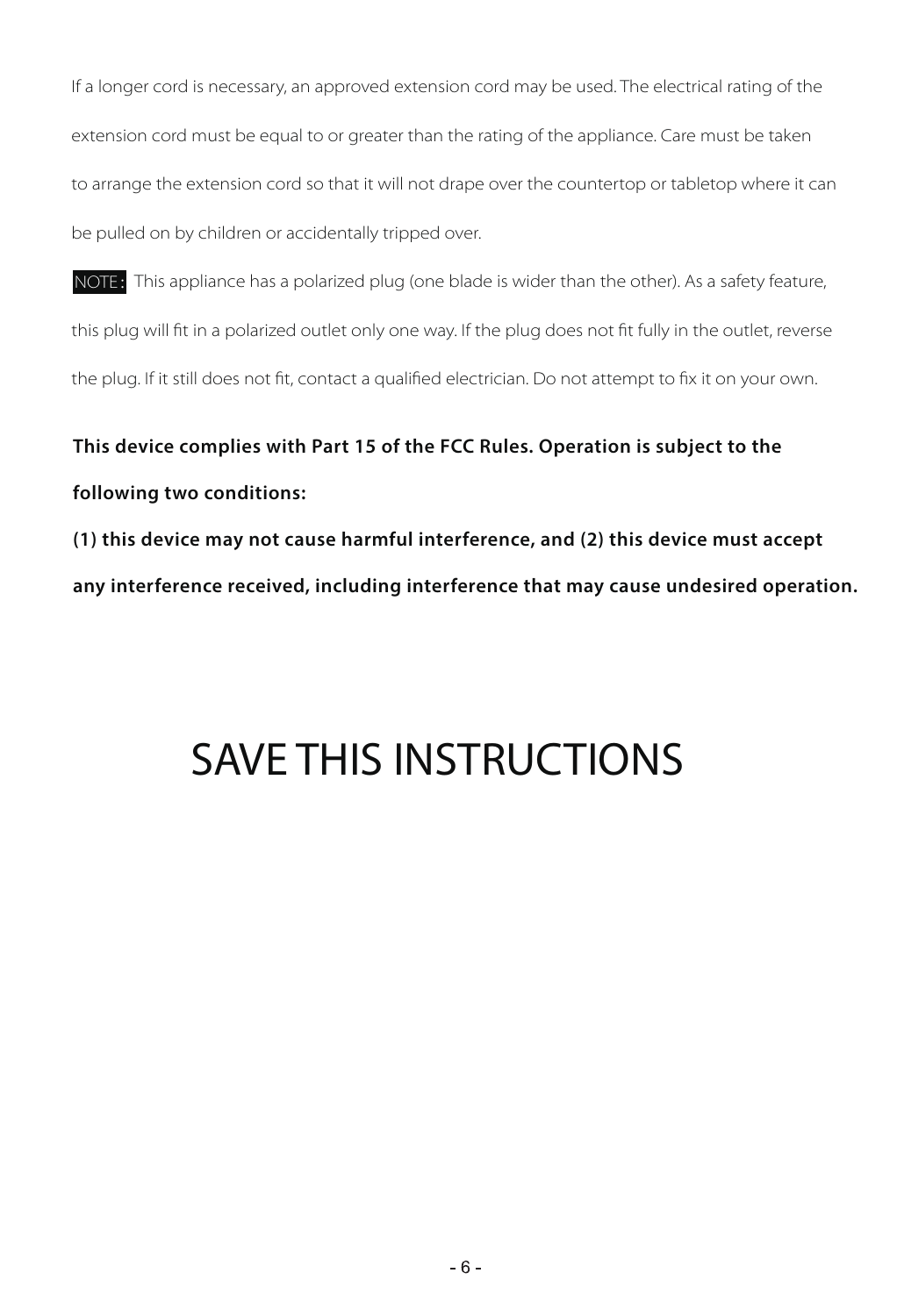If a longer cord is necessary, an approved extension cord may be used. The electrical rating of the extension cord must be equal to or greater than the rating of the appliance. Care must be taken to arrange the extension cord so that it will not drape over the countertop or tabletop where it can be pulled on by children or accidentally tripped over.

NOTE: This appliance has a polarized plug (one blade is wider than the other). As a safety feature, this plug will fit in a polarized outlet only one way. If the plug does not fit fully in the outlet, reverse the plug. If it still does not fit, contact a qualified electrician. Do not attempt to fix it on your own.

**This device complies with Part 15 of the FCC Rules. Operation is subject to the following two conditions:**

**(1) this device may not cause harmful interference, and (2) this device must accept any interference received, including interference that may cause undesired operation.**

# SAVE THIS INSTRUCTIONS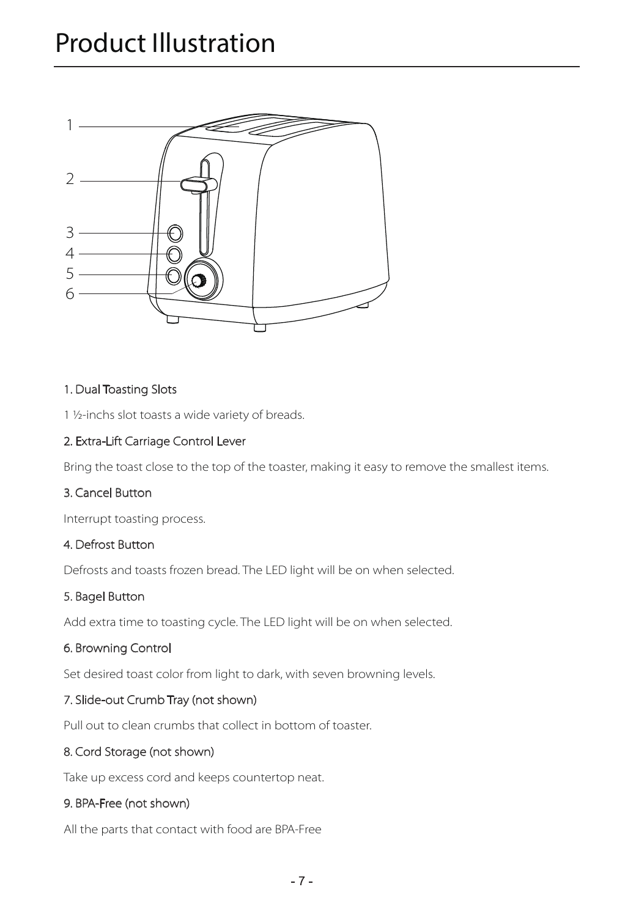# Product Illustration

1
2
3
4
5
6

### 1. Dual Toasting Slots

1 ½-inchs slot toasts a wide variety of breads.

### 2. Extra-Lift Carriage Control Lever

Bring the toast close to the top of the toaster, making it easy to remove the smallest items.

### 3. Cancel Button

Interrupt toasting process.

### 4. Defrost Button

Defrosts and toasts frozen bread. The LED light will be on when selected.

### 5. Bagel Button

Add extra time to toasting cycle. The LED light will be on when selected.

### 6. Browning Control

Set desired toast color from light to dark, with seven browning levels.

### 7. Slide-out Crumb Tray (not shown)

Pull out to clean crumbs that collect in bottom of toaster.

### 8. Cord Storage (not shown)

Take up excess cord and keeps countertop neat.

### 9. BPA-Free (not shown)

All the parts that contact with food are BPA-Free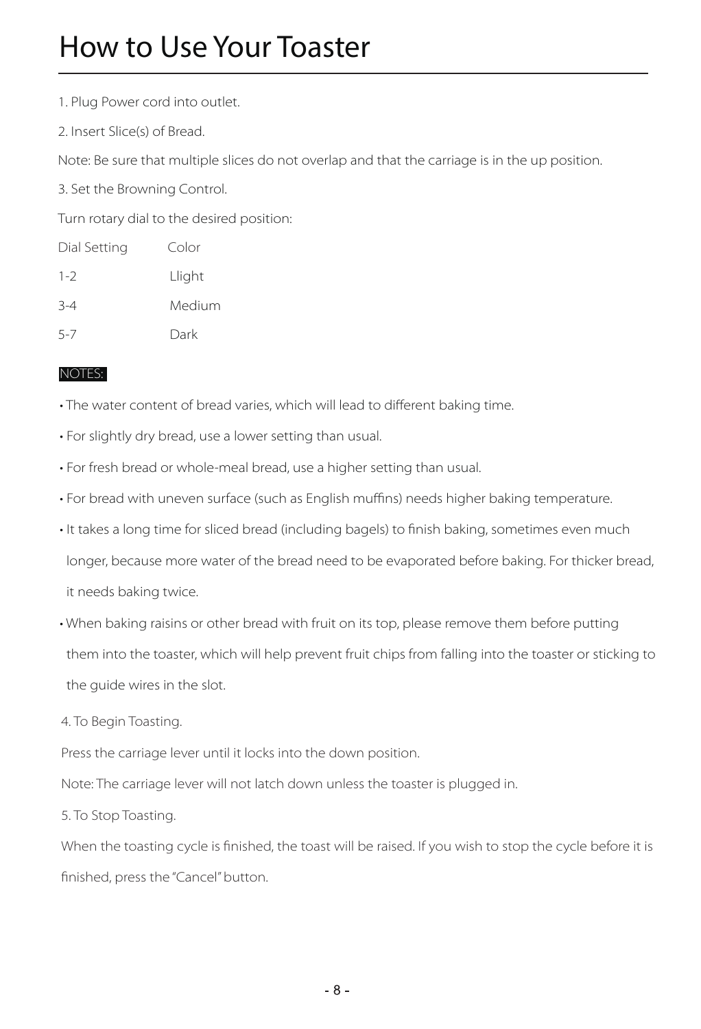# How to Use Your Toaster

1. Plug Power cord into outlet.

2. Insert Slice(s) of Bread.

Note: Be sure that multiple slices do not overlap and that the carriage is in the up position.

3. Set the Browning Control.

Turn rotary dial to the desired position:

| Dial Setting | Color |
| --- | --- |
| 1-2 | Llight |
| 3-4 | Medium |
| 5-7 | Dark |

NOTES:

- The water content of bread varies, which will lead to different baking time.
- For slightly dry bread, use a lower setting than usual.
- For fresh bread or whole-meal bread, use a higher setting than usual.
- For bread with uneven surface (such as English muffins) needs higher baking temperature.
- It takes a long time for sliced bread (including bagels) to finish baking, sometimes even much longer, because more water of the bread need to be evaporated before baking. For thicker bread, it needs baking twice.
- When baking raisins or other bread with fruit on its top, please remove them before putting them into the toaster, which will help prevent fruit chips from falling into the toaster or sticking to the guide wires in the slot.

4. To Begin Toasting.

Press the carriage lever until it locks into the down position.

Note: The carriage lever will not latch down unless the toaster is plugged in.

5. To Stop Toasting.

When the toasting cycle is finished, the toast will be raised. If you wish to stop the cycle before it is finished, press the "Cancel" button.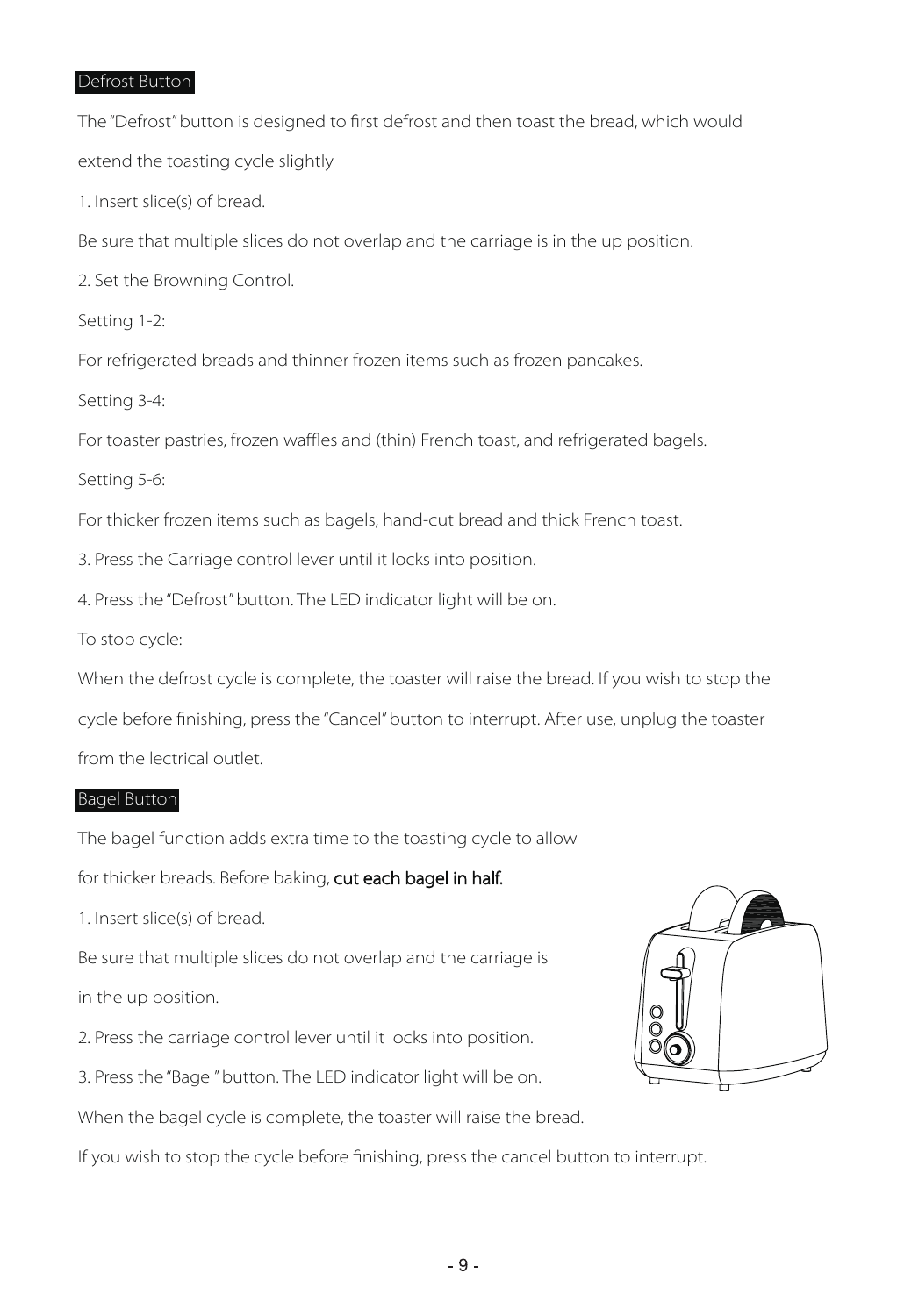## Defrost Button

The "Defrost" button is designed to first defrost and then toast the bread, which would extend the toasting cycle slightly

1. Insert slice(s) of bread.

Be sure that multiple slices do not overlap and the carriage is in the up position.

2. Set the Browning Control.

Setting 1-2:

For refrigerated breads and thinner frozen items such as frozen pancakes.

Setting 3-4:

For toaster pastries, frozen waffles and (thin) French toast, and refrigerated bagels.

Setting 5-6:

For thicker frozen items such as bagels, hand-cut bread and thick French toast.

3. Press the Carriage control lever until it locks into position.

4. Press the "Defrost" button. The LED indicator light will be on.

To stop cycle:

When the defrost cycle is complete, the toaster will raise the bread. If you wish to stop the cycle before finishing, press the "Cancel" button to interrupt. After use, unplug the toaster from the lectrical outlet.

## Bagel Button

The bagel function adds extra time to the toasting cycle to allow for thicker breads. Before baking, **cut each bagel in half.**

1. Insert slice(s) of bread.

Be sure that multiple slices do not overlap and the carriage is in the up position.

2. Press the carriage control lever until it locks into position.

3. Press the "Bagel" button. The LED indicator light will be on.

When the bagel cycle is complete, the toaster will raise the bread.

If you wish to stop the cycle before finishing, press the cancel button to interrupt.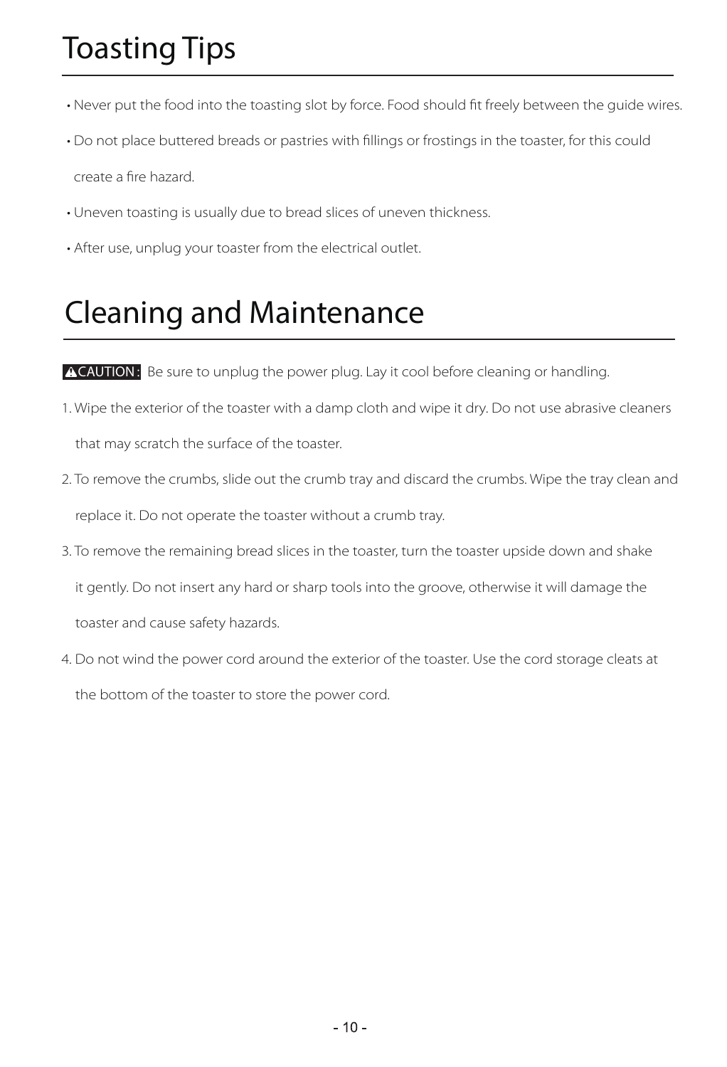# Toasting Tips

- Never put the food into the toasting slot by force. Food should fit freely between the guide wires.
- Do not place buttered breads or pastries with fillings or frostings in the toaster, for this could create a fire hazard.
- Uneven toasting is usually due to bread slices of uneven thickness.
- After use, unplug your toaster from the electrical outlet.

# Cleaning and Maintenance

**⚠CAUTION :** Be sure to unplug the power plug. Lay it cool before cleaning or handling.

1. Wipe the exterior of the toaster with a damp cloth and wipe it dry. Do not use abrasive cleaners that may scratch the surface of the toaster.
2. To remove the crumbs, slide out the crumb tray and discard the crumbs. Wipe the tray clean and replace it. Do not operate the toaster without a crumb tray.
3. To remove the remaining bread slices in the toaster, turn the toaster upside down and shake it gently. Do not insert any hard or sharp tools into the groove, otherwise it will damage the toaster and cause safety hazards.
4. Do not wind the power cord around the exterior of the toaster. Use the cord storage cleats at the bottom of the toaster to store the power cord.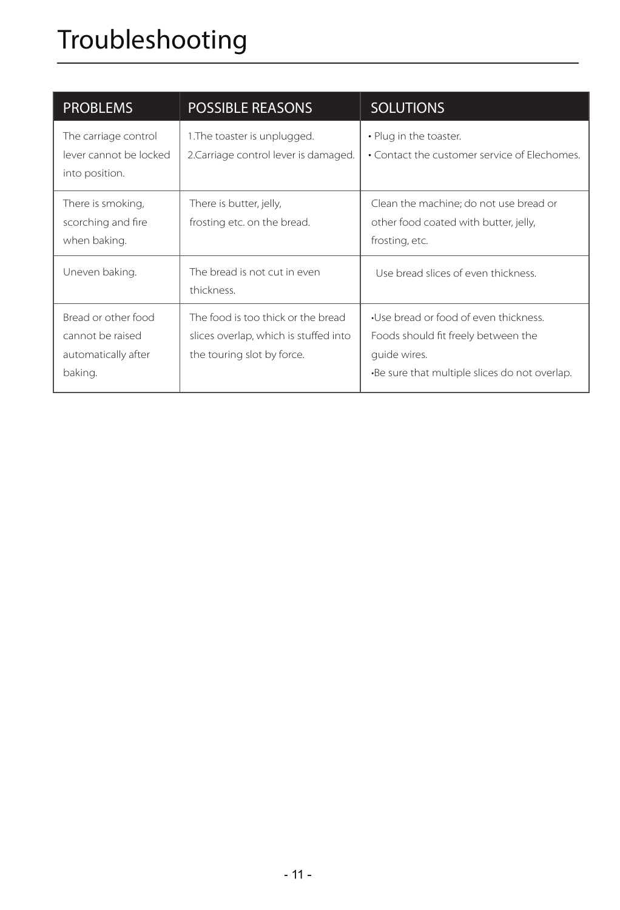# Troubleshooting

| PROBLEMS | POSSIBLE REASONS | SOLUTIONS |
|---|---|---|
| The carriage control lever cannot be locked into position. | 1.The toaster is unplugged.<br>2.Carriage control lever is damaged. | • Plug in the toaster.<br>• Contact the customer service of Elechomes. |
| There is smoking, scorching and fire when baking. | There is butter, jelly, frosting etc. on the bread. | Clean the machine; do not use bread or other food coated with butter, jelly, frosting, etc. |
| Uneven baking. | The bread is not cut in even thickness. | Use bread slices of even thickness. |
| Bread or other food cannot be raised automatically after baking. | The food is too thick or the bread slices overlap, which is stuffed into the touring slot by force. | •Use bread or food of even thickness. Foods should fit freely between the guide wires.<br>•Be sure that multiple slices do not overlap. |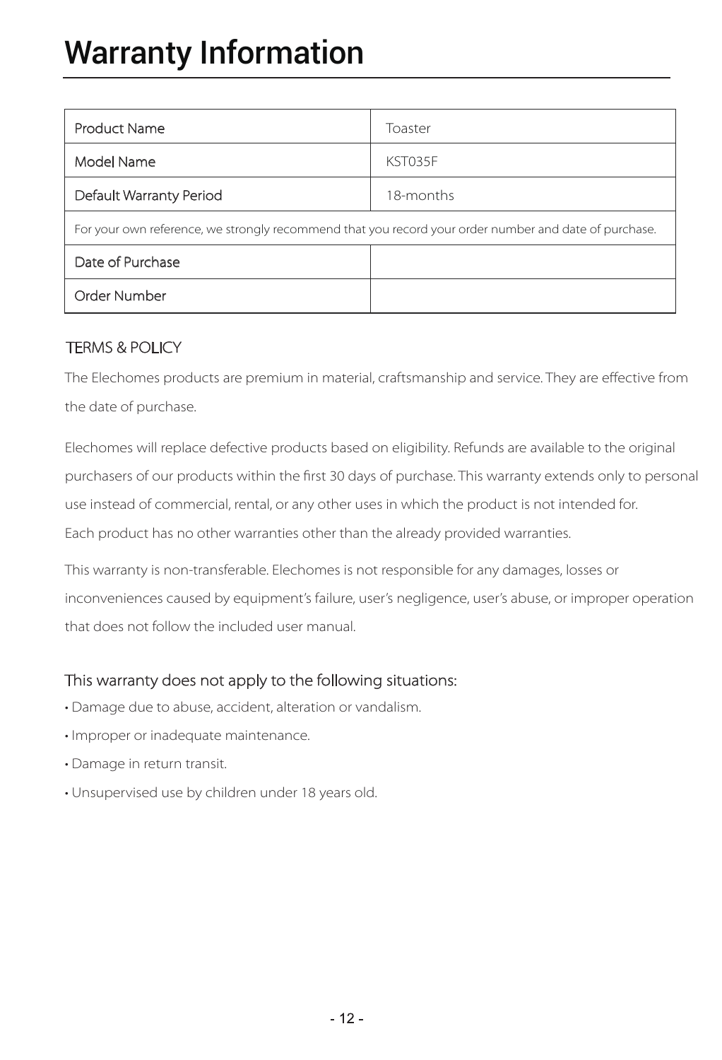# Warranty Information

| Product Name | Toaster |
|---|---|
| Model Name | KST035F |
| Default Warranty Period | 18-months |
| For your own reference, we strongly recommend that you record your order number and date of purchase. | |
| Date of Purchase | |
| Order Number | |

## TERMS & POLICY

The Elechomes products are premium in material, craftsmanship and service. They are effective from the date of purchase.

Elechomes will replace defective products based on eligibility. Refunds are available to the original purchasers of our products within the first 30 days of purchase. This warranty extends only to personal use instead of commercial, rental, or any other uses in which the product is not intended for.
Each product has no other warranties other than the already provided warranties.

This warranty is non-transferable. Elechomes is not responsible for any damages, losses or inconveniences caused by equipment's failure, user's negligence, user's abuse, or improper operation that does not follow the included user manual.

### This warranty does not apply to the following situations:

- Damage due to abuse, accident, alteration or vandalism.
- Improper or inadequate maintenance.
- Damage in return transit.
- Unsupervised use by children under 18 years old.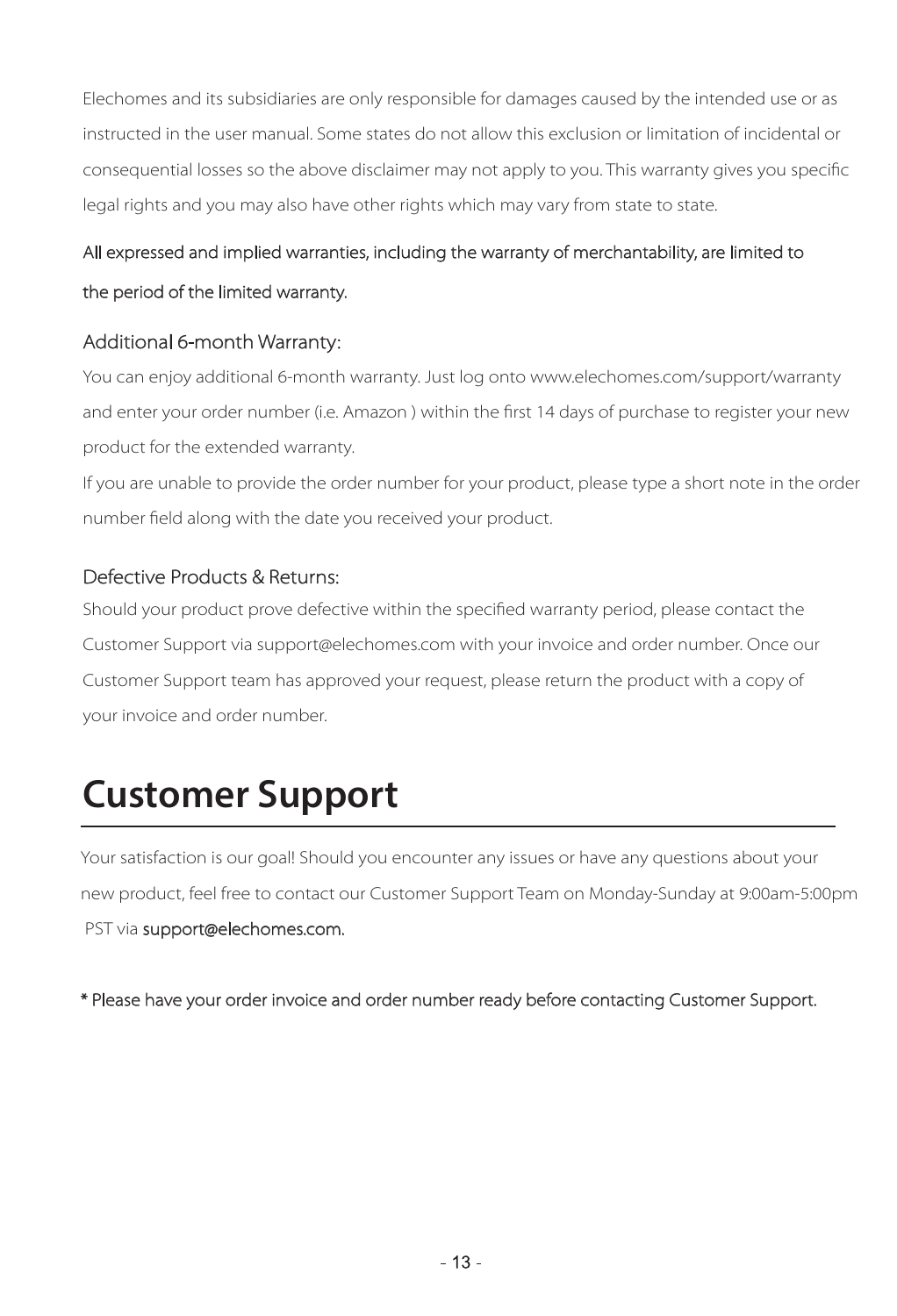Elechomes and its subsidiaries are only responsible for damages caused by the intended use or as instructed in the user manual. Some states do not allow this exclusion or limitation of incidental or consequential losses so the above disclaimer may not apply to you. This warranty gives you specific legal rights and you may also have other rights which may vary from state to state.

All expressed and implied warranties, including the warranty of merchantability, are limited to the period of the limited warranty.

### Additional 6-month Warranty:

You can enjoy additional 6-month warranty. Just log onto www.elechomes.com/support/warranty and enter your order number (i.e. Amazon ) within the first 14 days of purchase to register your new product for the extended warranty.

If you are unable to provide the order number for your product, please type a short note in the order number field along with the date you received your product.

### Defective Products & Returns:

Should your product prove defective within the specified warranty period, please contact the Customer Support via support@elechomes.com with your invoice and order number. Once our Customer Support team has approved your request, please return the product with a copy of your invoice and order number.

# Customer Support

Your satisfaction is our goal! Should you encounter any issues or have any questions about your new product, feel free to contact our Customer Support Team on Monday-Sunday at 9:00am-5:00pm PST via support@elechomes.com.

* Please have your order invoice and order number ready before contacting Customer Support.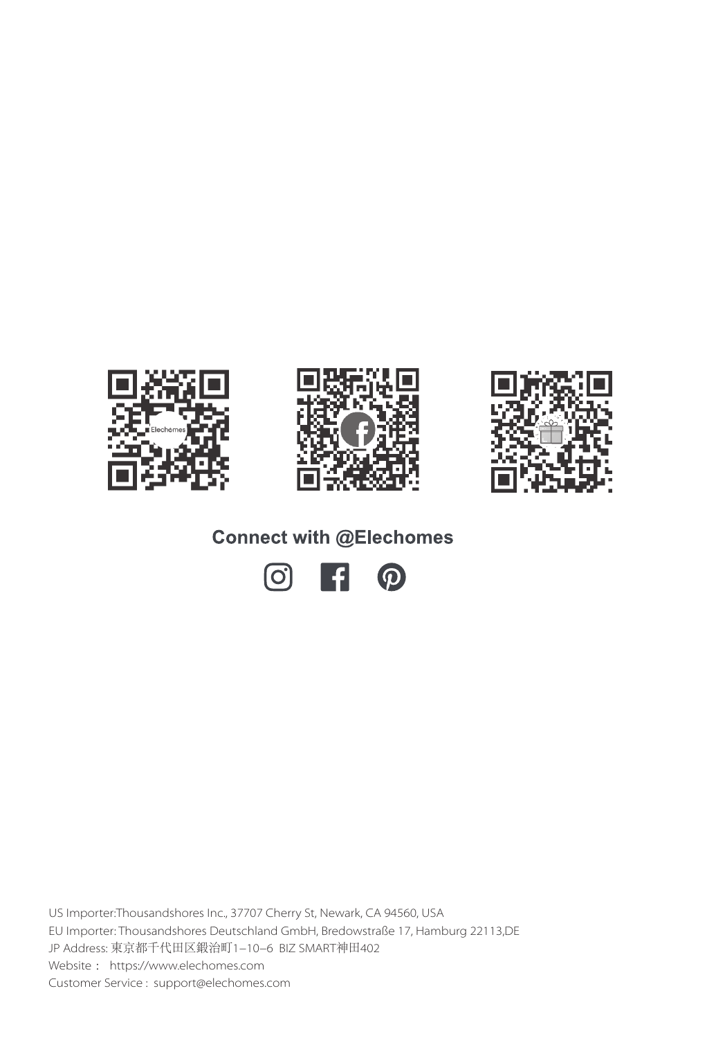**Connect with @Elechomes**

US Importer:Thousandshores Inc., 37707 Cherry St, Newark, CA 94560, USA
EU Importer: Thousandshores Deutschland GmbH, Bredowstraße 17, Hamburg 22113,DE
JP Address: 東京都千代田区鍛治町1–10–6 BIZ SMART神田402
Website： https://www.elechomes.com
Customer Service : support@elechomes.com